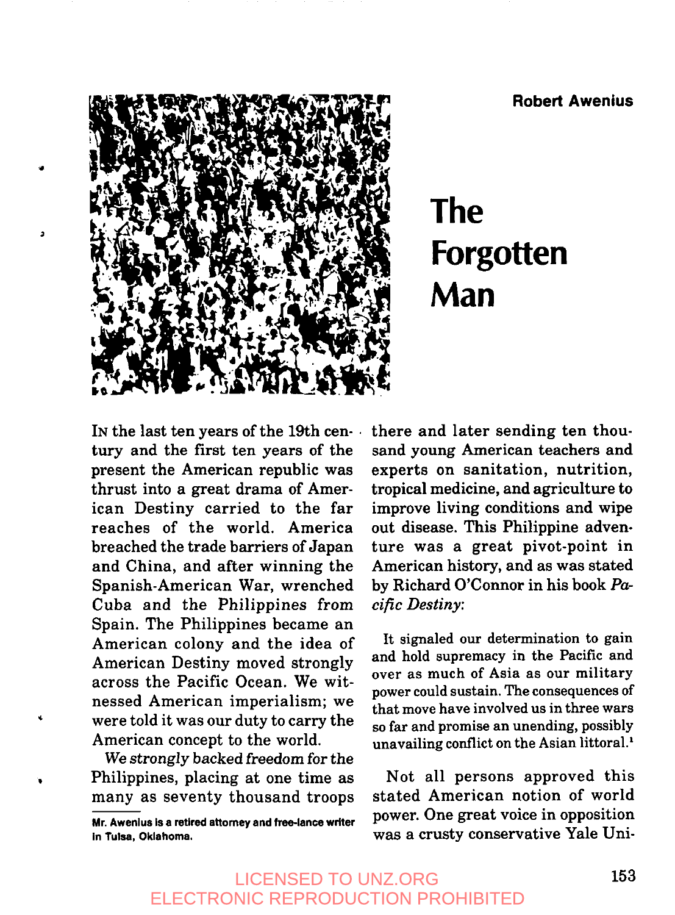Robert Awenius

# The Forgotten Man

In the last ten years of the 19th century and the first ten years of the present the American republic was thrust into a great drama of American Destiny carried to the far reaches of the world. America breached the trade barriers of Japan and China, and after winning the Spanish-American War, wrenched Cuba and the Philippines from Spain. The Philippines became an American colony and the idea of American Destiny moved strongly across the Pacific Ocean. We witnessed American imperialism; we were told it was our duty to carry the American concept to the world.

*We strongly* backed freedom for the Philippines, placing at one time as many as seventy thousand troops there and later sending ten thousand young American teachers and experts on sanitation, nutrition, tropical medicine, and agriculture to improve living conditions and wipe out disease. This Philippine adventure was a great pivot-point in American history, and as was stated by Richard O'Connor in his book *Pacific Destiny*:

> It signaled our determination to gain and hold supremacy in the Pacific and over as much of Asia as our military power could sustain. The consequences of that move have involved us in three wars so far and promise an unending, possibly unavailing conflict on the Asian littoral.[1]

Not all persons approved this stated American notion of world power. One great voice in opposition was a crusty conservative Yale Uni-

Mr. Awenius is a retired attorney and free-lance writer in Tulsa, Oklahoma.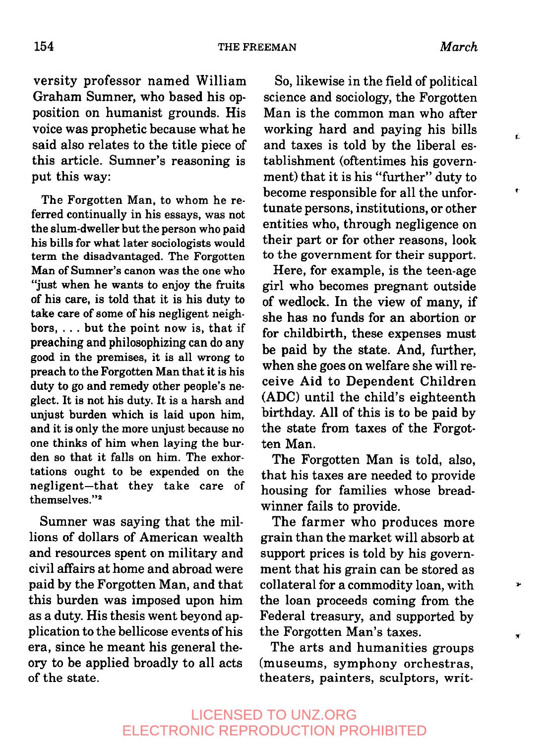versity professor named William Graham Sumner, who based his opposition on humanist grounds. His voice was prophetic because what he said also relates to the title piece of this article. Sumner's reasoning is put this way:

> The Forgotten Man, to whom he referred continually in his essays, was not the slum-dweller but the person who paid his bills for what later sociologists would term the disadvantaged. The Forgotten Man of Sumner's canon was the one who "just when he wants to enjoy the fruits of his care, is told that it is his duty to take care of some of his negligent neighbors, . . . but the point now is, that if preaching and philosophizing can do any good in the premises, it is all wrong to preach to the Forgotten Man that it is his duty to go and remedy other people's neglect. It is not his duty. It is a harsh and unjust burden which is laid upon him, and it is only the more unjust because no one thinks of him when laying the burden so that it falls on him. The exhortations ought to be expended on the negligent—that they take care of themselves."[2]

Sumner was saying that the millions of dollars of American wealth and resources spent on military and civil affairs at home and abroad were paid by the Forgotten Man, and that this burden was imposed upon him as a duty. His thesis went beyond application to the bellicose events of his era, since he meant his general theory to be applied broadly to all acts of the state.

So, likewise in the field of political science and sociology, the Forgotten Man is the common man who after working hard and paying his bills and taxes is told by the liberal establishment (oftentimes his government) that it is his "further" duty to become responsible for all the unfortunate persons, institutions, or other entities who, through negligence on their part or for other reasons, look to the government for their support.

Here, for example, is the teen-age girl who becomes pregnant outside of wedlock. In the view of many, if she has no funds for an abortion or for childbirth, these expenses must be paid by the state. And, further, when she goes on welfare she will receive Aid to Dependent Children (ADC) until the child's eighteenth birthday. All of this is to be paid by the state from taxes of the Forgotten Man.

The Forgotten Man is told, also, that his taxes are needed to provide housing for families whose breadwinner fails to provide.

The farmer who produces more grain than the market will absorb at support prices is told by his government that his grain can be stored as collateral for a commodity loan, with the loan proceeds coming from the Federal treasury, and supported by the Forgotten Man's taxes.

The arts and humanities groups (museums, symphony orchestras, theaters, painters, sculptors, writ-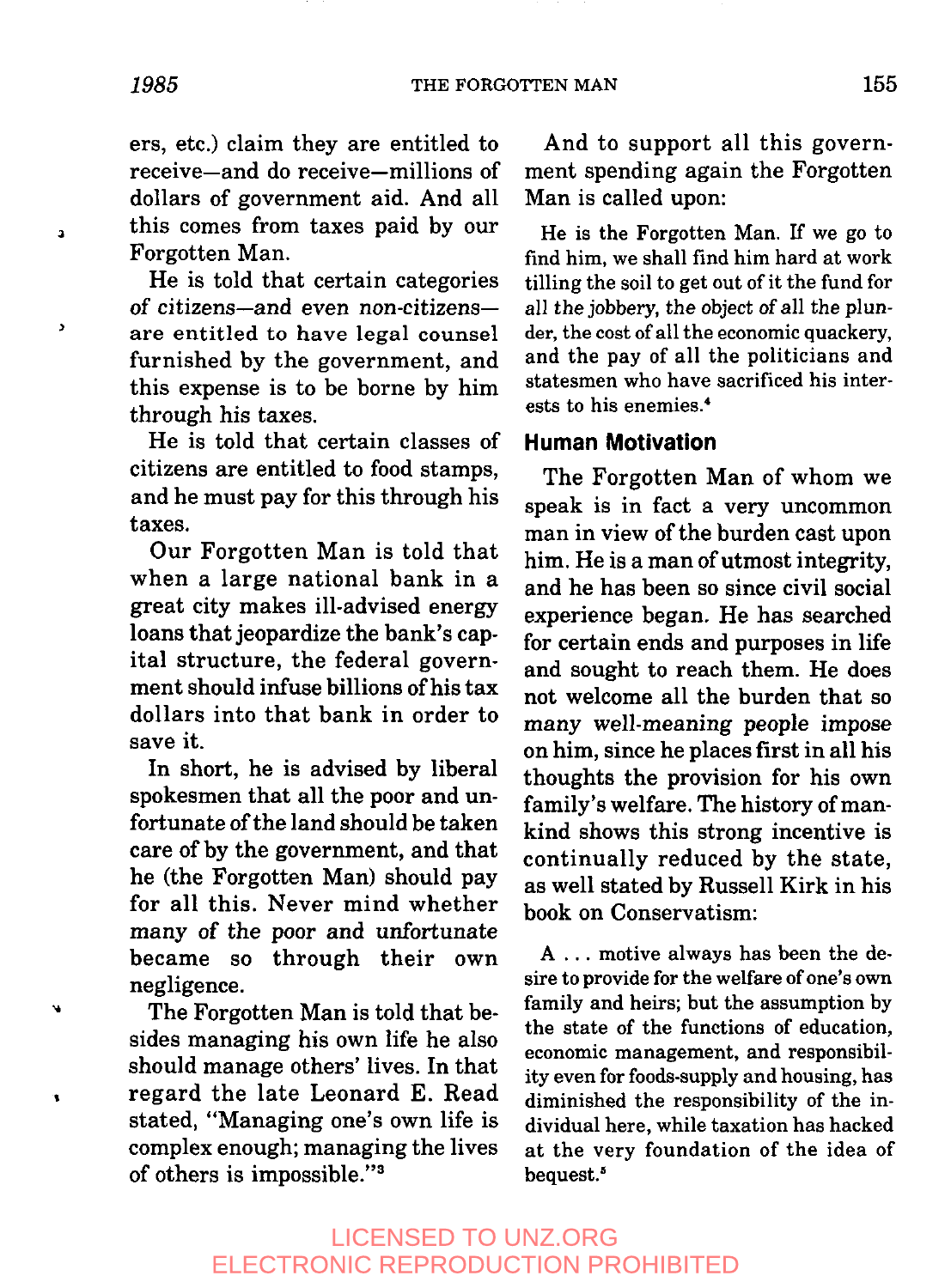ers, etc.) claim they are entitled to receive—and do receive—millions of dollars of government aid. And all this comes from taxes paid by our Forgotten Man.

He is told that certain categories of citizens—and even non-citizens—are entitled to have legal counsel furnished by the government, and this expense is to be borne by him through his taxes.

He is told that certain classes of citizens are entitled to food stamps, and he must pay for this through his taxes.

Our Forgotten Man is told that when a large national bank in a great city makes ill-advised energy loans that jeopardize the bank's capital structure, the federal government should infuse billions of his tax dollars into that bank in order to save it.

In short, he is advised by liberal spokesmen that all the poor and unfortunate of the land should be taken care of by the government, and that he (the Forgotten Man) should pay for all this. Never mind whether many of the poor and unfortunate became so through their own negligence.

The Forgotten Man is told that besides managing his own life he also should manage others' lives. In that regard the late Leonard E. Read stated, "Managing one's own life is complex enough; managing the lives of others is impossible."[3]

And to support all this government spending again the Forgotten Man is called upon:

> He is the Forgotten Man. If we go to find him, we shall find him hard at work tilling the soil to get out of it the fund for all the jobbery, the object of all the plunder, the cost of all the economic quackery, and the pay of all the politicians and statesmen who have sacrificed his interests to his enemies.[4]

## Human Motivation

The Forgotten Man of whom we speak is in fact a very uncommon man in view of the burden cast upon him. He is a man of utmost integrity, and he has been so since civil social experience began. He has searched for certain ends and purposes in life and sought to reach them. He does not welcome all the burden that so many well-meaning people impose on him, since he places first in all his thoughts the provision for his own family's welfare. The history of mankind shows this strong incentive is continually reduced by the state, as well stated by Russell Kirk in his book on Conservatism:

> A . . . motive always has been the desire to provide for the welfare of one's own family and heirs; but the assumption by the state of the functions of education, economic management, and responsibility even for foods-supply and housing, has diminished the responsibility of the individual here, while taxation has hacked at the very foundation of the idea of bequest.[5]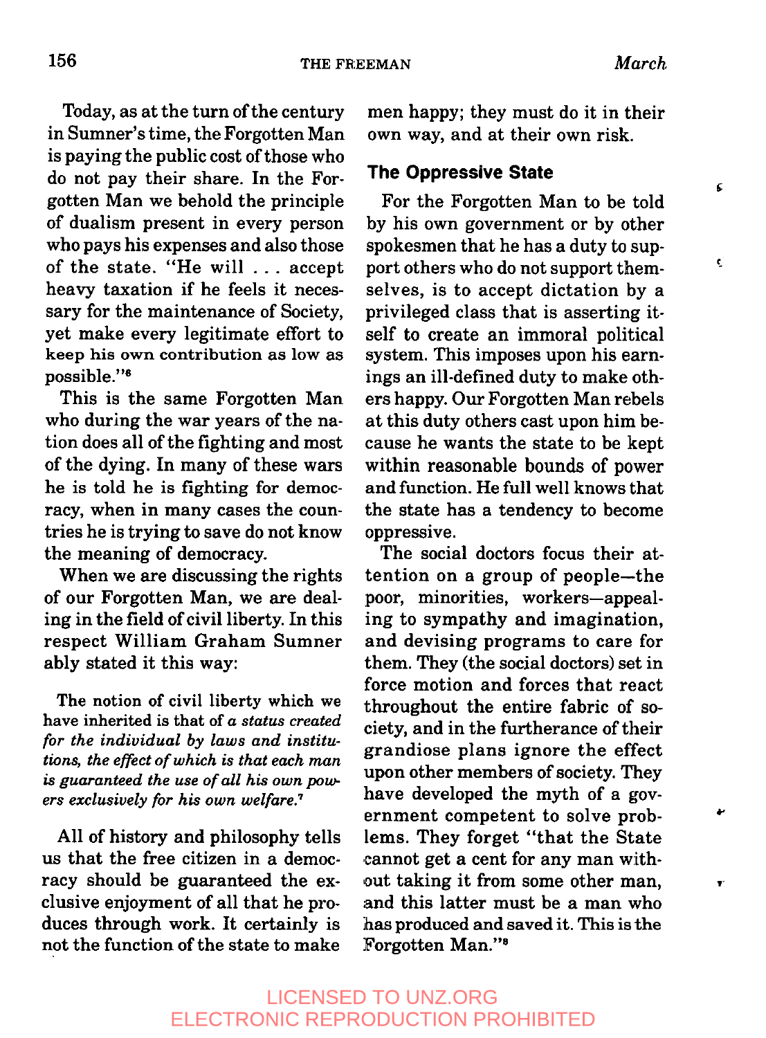Today, as at the turn of the century in Sumner's time, the Forgotten Man is paying the public cost of those who do not pay their share. In the Forgotten Man we behold the principle of dualism present in every person who pays his expenses and also those of the state. "He will . . . accept heavy taxation if he feels it necessary for the maintenance of Society, yet make every legitimate effort to keep his own contribution as low as possible."[6]

This is the same Forgotten Man who during the war years of the nation does all of the fighting and most of the dying. In many of these wars he is told he is fighting for democracy, when in many cases the countries he is trying to save do not know the meaning of democracy.

When we are discussing the rights of our Forgotten Man, we are dealing in the field of civil liberty. In this respect William Graham Sumner ably stated it this way:

> The notion of civil liberty which we have inherited is that of *a status created for the individual by laws and institutions, the effect of which is that each man is guaranteed the use of all his own powers exclusively for his own welfare.*[7]

All of history and philosophy tells us that the free citizen in a democracy should be guaranteed the exclusive enjoyment of all that he produces through work. It certainly is not the function of the state to make men happy; they must do it in their own way, and at their own risk.

## The Oppressive State

For the Forgotten Man to be told by his own government or by other spokesmen that he has a duty to support others who do not support themselves, is to accept dictation by a privileged class that is asserting itself to create an immoral political system. This imposes upon his earnings an ill-defined duty to make others happy. Our Forgotten Man rebels at this duty others cast upon him because he wants the state to be kept within reasonable bounds of power and function. He full well knows that the state has a tendency to become oppressive.

The social doctors focus their attention on a group of people—the poor, minorities, workers—appealing to sympathy and imagination, and devising programs to care for them. They (the social doctors) set in force motion and forces that react throughout the entire fabric of society, and in the furtherance of their grandiose plans ignore the effect upon other members of society. They have developed the myth of a government competent to solve problems. They forget "that the State cannot get a cent for any man without taking it from some other man, and this latter must be a man who has produced and saved it. This is the Forgotten Man."[8]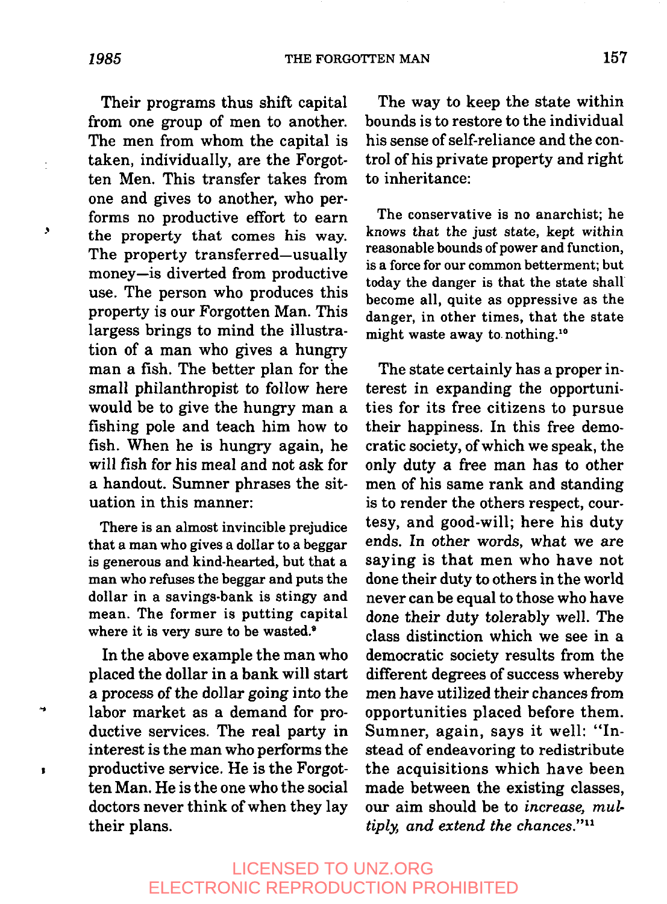Their programs thus shift capital from one group of men to another. The men from whom the capital is taken, individually, are the Forgotten Men. This transfer takes from one and gives to another, who performs no productive effort to earn the property that comes his way. The property transferred—usually money—is diverted from productive use. The person who produces this property is our Forgotten Man. This largess brings to mind the illustration of a man who gives a hungry man a fish. The better plan for the small philanthropist to follow here would be to give the hungry man a fishing pole and teach him how to fish. When he is hungry again, he will fish for his meal and not ask for a handout. Sumner phrases the situation in this manner:

> There is an almost invincible prejudice that a man who gives a dollar to a beggar is generous and kind-hearted, but that a man who refuses the beggar and puts the dollar in a savings-bank is stingy and mean. The former is putting capital where it is very sure to be wasted.[9]

In the above example the man who placed the dollar in a bank will start a process of the dollar going into the labor market as a demand for productive services. The real party in interest is the man who performs the productive service. He is the Forgotten Man. He is the one who the social doctors never think of when they lay their plans.

The way to keep the state within bounds is to restore to the individual his sense of self-reliance and the control of his private property and right to inheritance:

> The conservative is no anarchist; he knows that the just state, kept within reasonable bounds of power and function, is a force for our common betterment; but today the danger is that the state shall become all, quite as oppressive as the danger, in other times, that the state might waste away to nothing.[10]

The state certainly has a proper interest in expanding the opportunities for its free citizens to pursue their happiness. In this free democratic society, of which we speak, the only duty a free man has to other men of his same rank and standing is to render the others respect, courtesy, and good-will; here his duty ends. In other words, what we are saying is that men who have not done their duty to others in the world never can be equal to those who have done their duty tolerably well. The class distinction which we see in a democratic society results from the different degrees of success whereby men have utilized their chances from opportunities placed before them. Sumner, again, says it well: "Instead of endeavoring to redistribute the acquisitions which have been made between the existing classes, our aim should be to *increase, multiply, and extend the chances*."[11]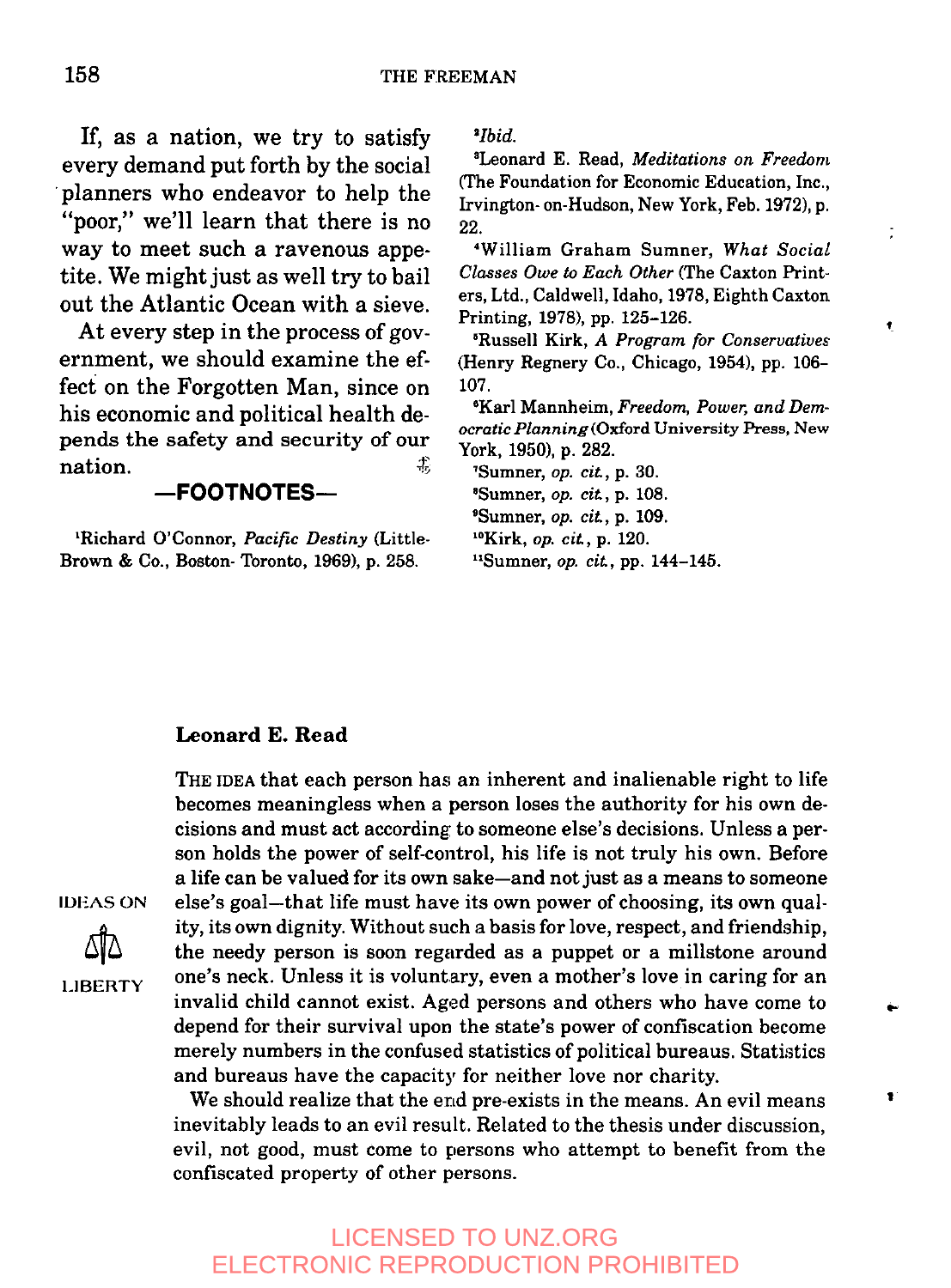If, as a nation, we try to satisfy every demand put forth by the social planners who endeavor to help the "poor," we'll learn that there is no way to meet such a ravenous appetite. We might just as well try to bail out the Atlantic Ocean with a sieve.

At every step in the process of government, we should examine the effect on the Forgotten Man, since on his economic and political health depends the safety and security of our nation.

## —FOOTNOTES—

[1]Richard O'Connor, *Pacific Destiny* (Little-Brown & Co., Boston-Toronto, 1969), p. 258.

[2]*Ibid.*

[3]Leonard E. Read, *Meditations on Freedom* (The Foundation for Economic Education, Inc., Irvington-on-Hudson, New York, Feb. 1972), p. 22.

[4]William Graham Sumner, *What Social Classes Owe to Each Other* (The Caxton Printers, Ltd., Caldwell, Idaho, 1978, Eighth Caxton Printing, 1978), pp. 125–126.

[5]Russell Kirk, *A Program for Conservatives* (Henry Regnery Co., Chicago, 1954), pp. 106–107.

[6]Karl Mannheim, *Freedom, Power, and Democratic Planning* (Oxford University Press, New York, 1950), p. 282.

[7]Sumner, *op. cit.*, p. 30.

[8]Sumner, *op. cit.*, p. 108.

[9]Sumner, *op. cit.*, p. 109.

[10]Kirk, *op. cit.*, p. 120.

[11]Sumner, *op. cit.*, pp. 144–145.

### Leonard E. Read

IDEAS ON LIBERTY

THE IDEA that each person has an inherent and inalienable right to life becomes meaningless when a person loses the authority for his own decisions and must act according to someone else's decisions. Unless a person holds the power of self-control, his life is not truly his own. Before a life can be valued for its own sake—and not just as a means to someone else's goal—that life must have its own power of choosing, its own quality, its own dignity. Without such a basis for love, respect, and friendship, the needy person is soon regarded as a puppet or a millstone around one's neck. Unless it is voluntary, even a mother's love in caring for an invalid child cannot exist. Aged persons and others who have come to depend for their survival upon the state's power of confiscation become merely numbers in the confused statistics of political bureaus. Statistics and bureaus have the capacity for neither love nor charity.

We should realize that the end pre-exists in the means. An evil means inevitably leads to an evil result. Related to the thesis under discussion, evil, not good, must come to persons who attempt to benefit from the confiscated property of other persons.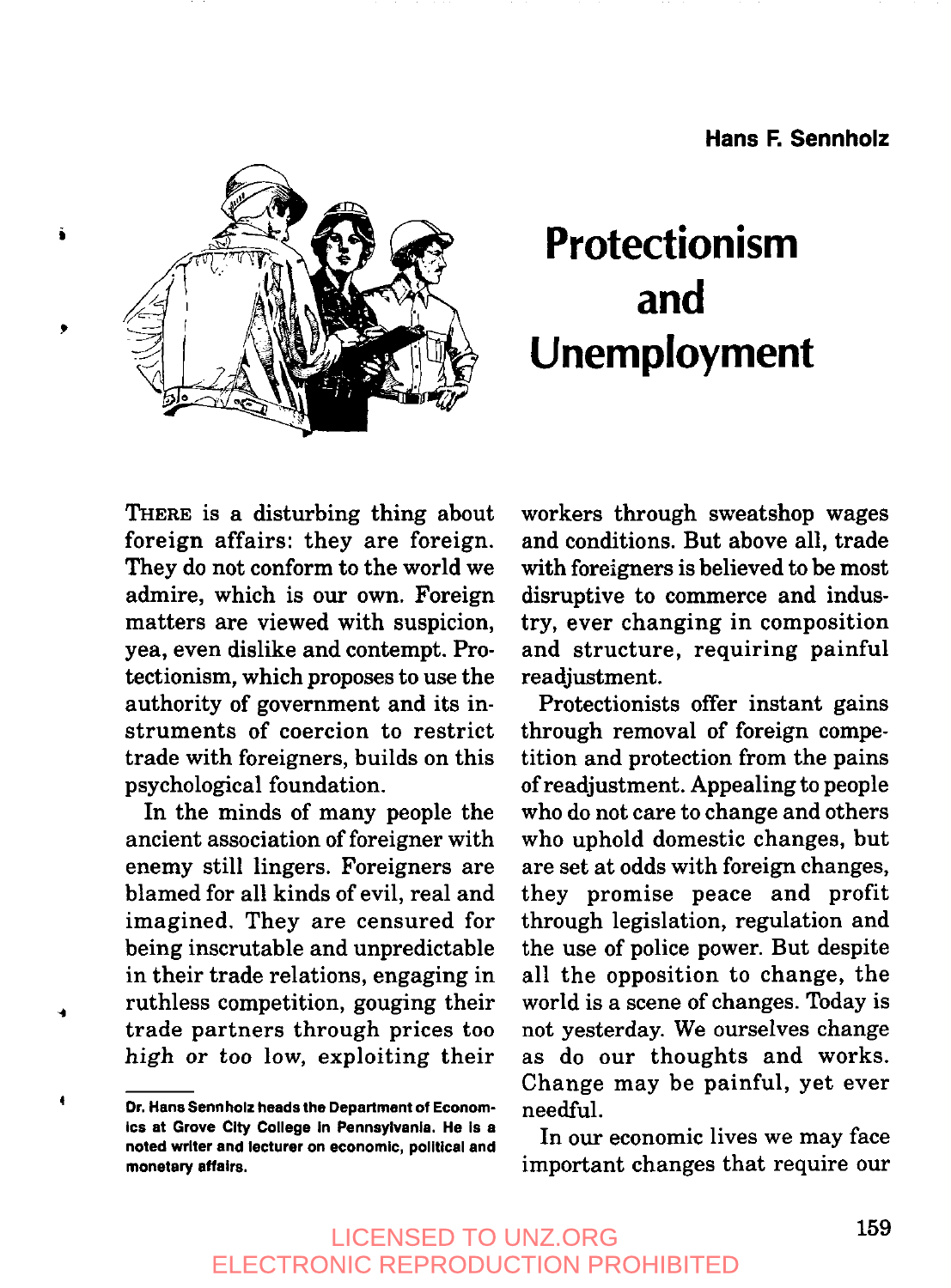Hans F. Sennholz

# Protectionism and Unemployment

THERE is a disturbing thing about foreign affairs: they are foreign. They do not conform to the world we admire, which is our own. Foreign matters are viewed with suspicion, yea, even dislike and contempt. Protectionism, which proposes to use the authority of government and its instruments of coercion to restrict trade with foreigners, builds on this psychological foundation.

In the minds of many people the ancient association of foreigner with enemy still lingers. Foreigners are blamed for all kinds of evil, real and imagined. They are censured for being inscrutable and unpredictable in their trade relations, engaging in ruthless competition, gouging their trade partners through prices too high or too low, exploiting their workers through sweatshop wages and conditions. But above all, trade with foreigners is believed to be most disruptive to commerce and industry, ever changing in composition and structure, requiring painful readjustment.

Protectionists offer instant gains through removal of foreign competition and protection from the pains of readjustment. Appealing to people who do not care to change and others who uphold domestic changes, but are set at odds with foreign changes, they promise peace and profit through legislation, regulation and the use of police power. But despite all the opposition to change, the world is a scene of changes. Today is not yesterday. We ourselves change as do our thoughts and works. Change may be painful, yet ever needful.

In our economic lives we may face important changes that require our

---

**Dr. Hans Sennholz heads the Department of Economics at Grove City College in Pennsylvania. He is a noted writer and lecturer on economic, political and monetary affairs.**

LICENSED TO UNZ.ORG
ELECTRONIC REPRODUCTION PROHIBITED